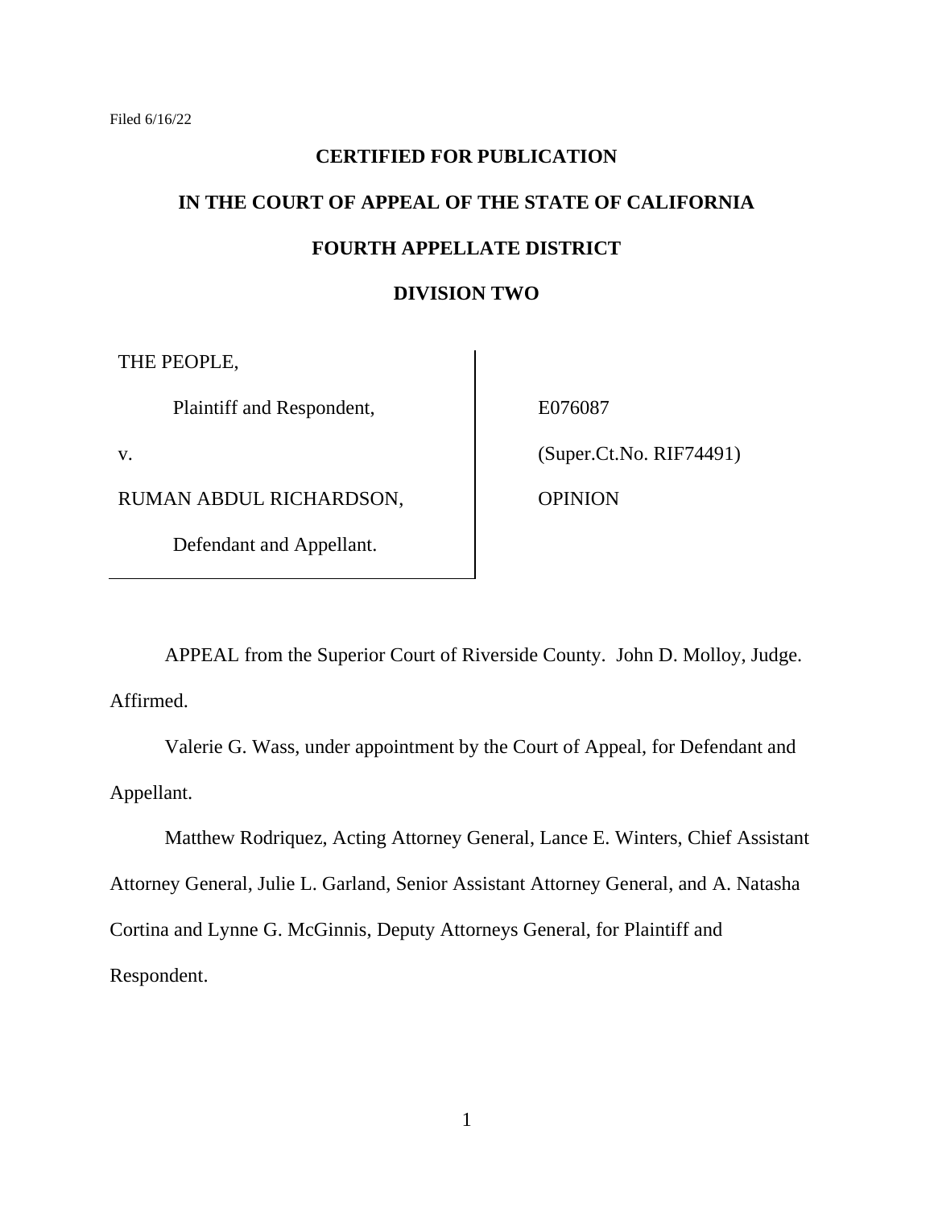Filed 6/16/22

**CERTIFIED FOR PUBLICATION**

**IN THE COURT OF APPEAL OF THE STATE OF CALIFORNIA**

**FOURTH APPELLATE DISTRICT**

**DIVISION TWO**

| | |
|---|---|
| THE PEOPLE, | |
| Plaintiff and Respondent, | E076087 |
| v. | (Super.Ct.No. RIF74491) |
| RUMAN ABDUL RICHARDSON, | OPINION |
| Defendant and Appellant. | |

APPEAL from the Superior Court of Riverside County. John D. Molloy, Judge. Affirmed.

Valerie G. Wass, under appointment by the Court of Appeal, for Defendant and Appellant.

Matthew Rodriquez, Acting Attorney General, Lance E. Winters, Chief Assistant Attorney General, Julie L. Garland, Senior Assistant Attorney General, and A. Natasha Cortina and Lynne G. McGinnis, Deputy Attorneys General, for Plaintiff and Respondent.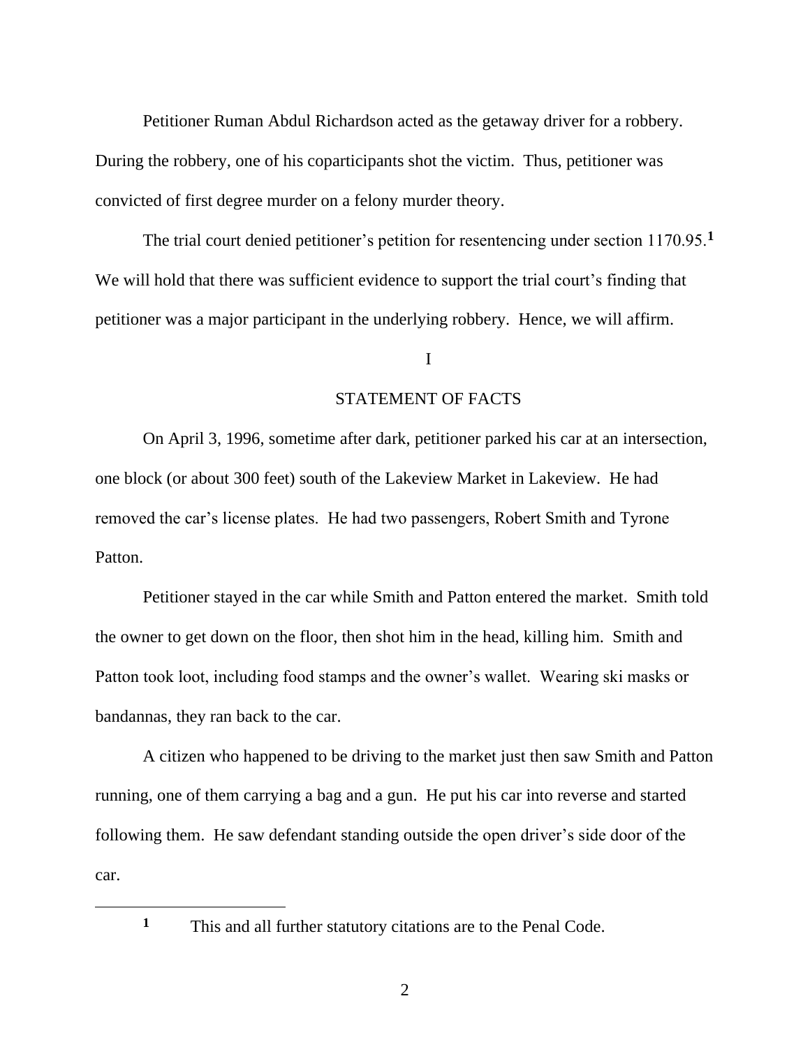Petitioner Ruman Abdul Richardson acted as the getaway driver for a robbery. During the robbery, one of his coparticipants shot the victim. Thus, petitioner was convicted of first degree murder on a felony murder theory.

The trial court denied petitioner's petition for resentencing under section 1170.95.[1] We will hold that there was sufficient evidence to support the trial court's finding that petitioner was a major participant in the underlying robbery. Hence, we will affirm.

## I

## STATEMENT OF FACTS

On April 3, 1996, sometime after dark, petitioner parked his car at an intersection, one block (or about 300 feet) south of the Lakeview Market in Lakeview. He had removed the car's license plates. He had two passengers, Robert Smith and Tyrone Patton.

Petitioner stayed in the car while Smith and Patton entered the market. Smith told the owner to get down on the floor, then shot him in the head, killing him. Smith and Patton took loot, including food stamps and the owner's wallet. Wearing ski masks or bandannas, they ran back to the car.

A citizen who happened to be driving to the market just then saw Smith and Patton running, one of them carrying a bag and a gun. He put his car into reverse and started following them. He saw defendant standing outside the open driver's side door of the car.

---

[1] This and all further statutory citations are to the Penal Code.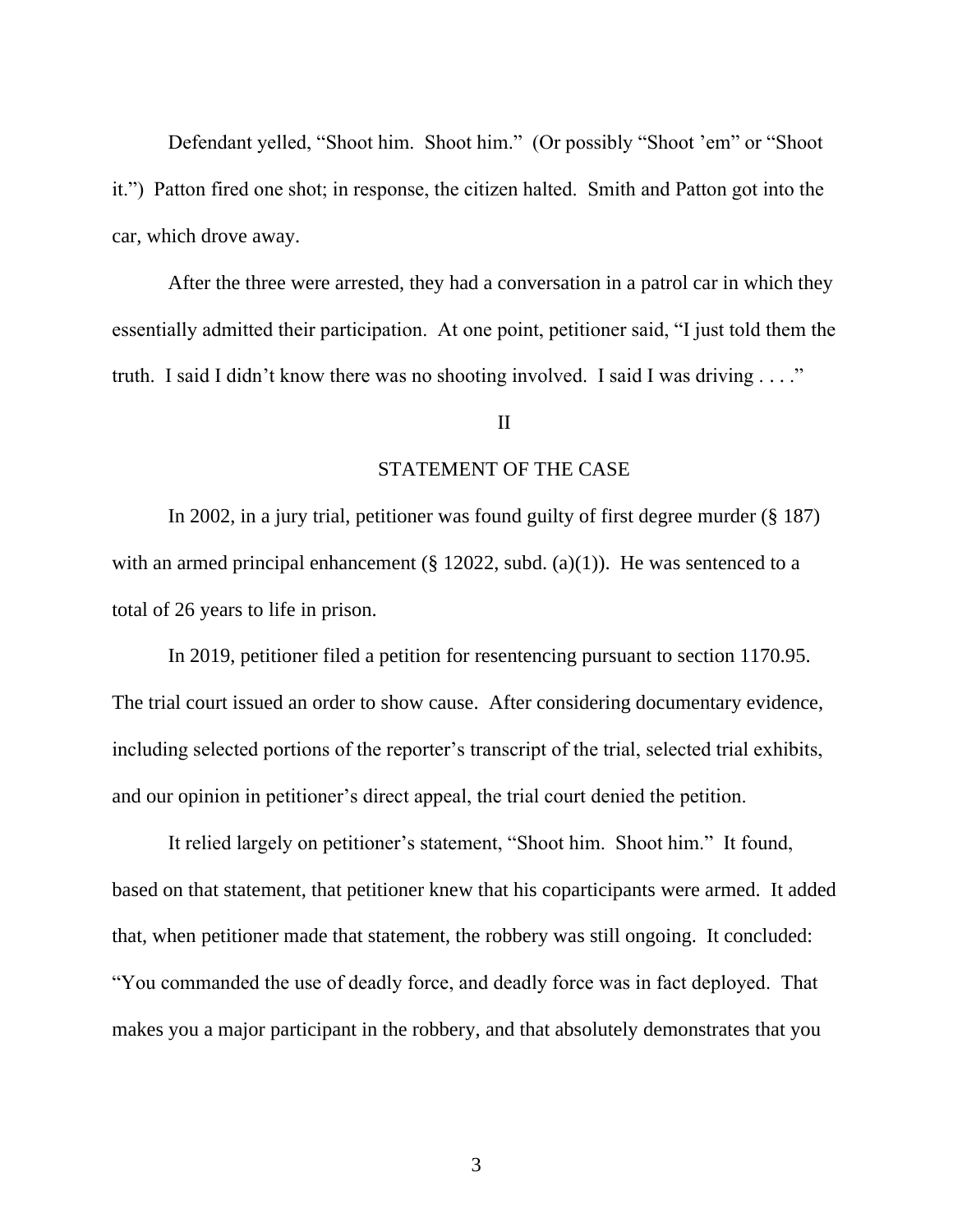Defendant yelled, "Shoot him. Shoot him." (Or possibly "Shoot 'em" or "Shoot it.") Patton fired one shot; in response, the citizen halted. Smith and Patton got into the car, which drove away.

After the three were arrested, they had a conversation in a patrol car in which they essentially admitted their participation. At one point, petitioner said, "I just told them the truth. I said I didn't know there was no shooting involved. I said I was driving . . . ."

## II

## STATEMENT OF THE CASE

In 2002, in a jury trial, petitioner was found guilty of first degree murder (§ 187) with an armed principal enhancement (§ 12022, subd. (a)(1)). He was sentenced to a total of 26 years to life in prison.

In 2019, petitioner filed a petition for resentencing pursuant to section 1170.95. The trial court issued an order to show cause. After considering documentary evidence, including selected portions of the reporter's transcript of the trial, selected trial exhibits, and our opinion in petitioner's direct appeal, the trial court denied the petition.

It relied largely on petitioner's statement, "Shoot him. Shoot him." It found, based on that statement, that petitioner knew that his coparticipants were armed. It added that, when petitioner made that statement, the robbery was still ongoing. It concluded: "You commanded the use of deadly force, and deadly force was in fact deployed. That makes you a major participant in the robbery, and that absolutely demonstrates that you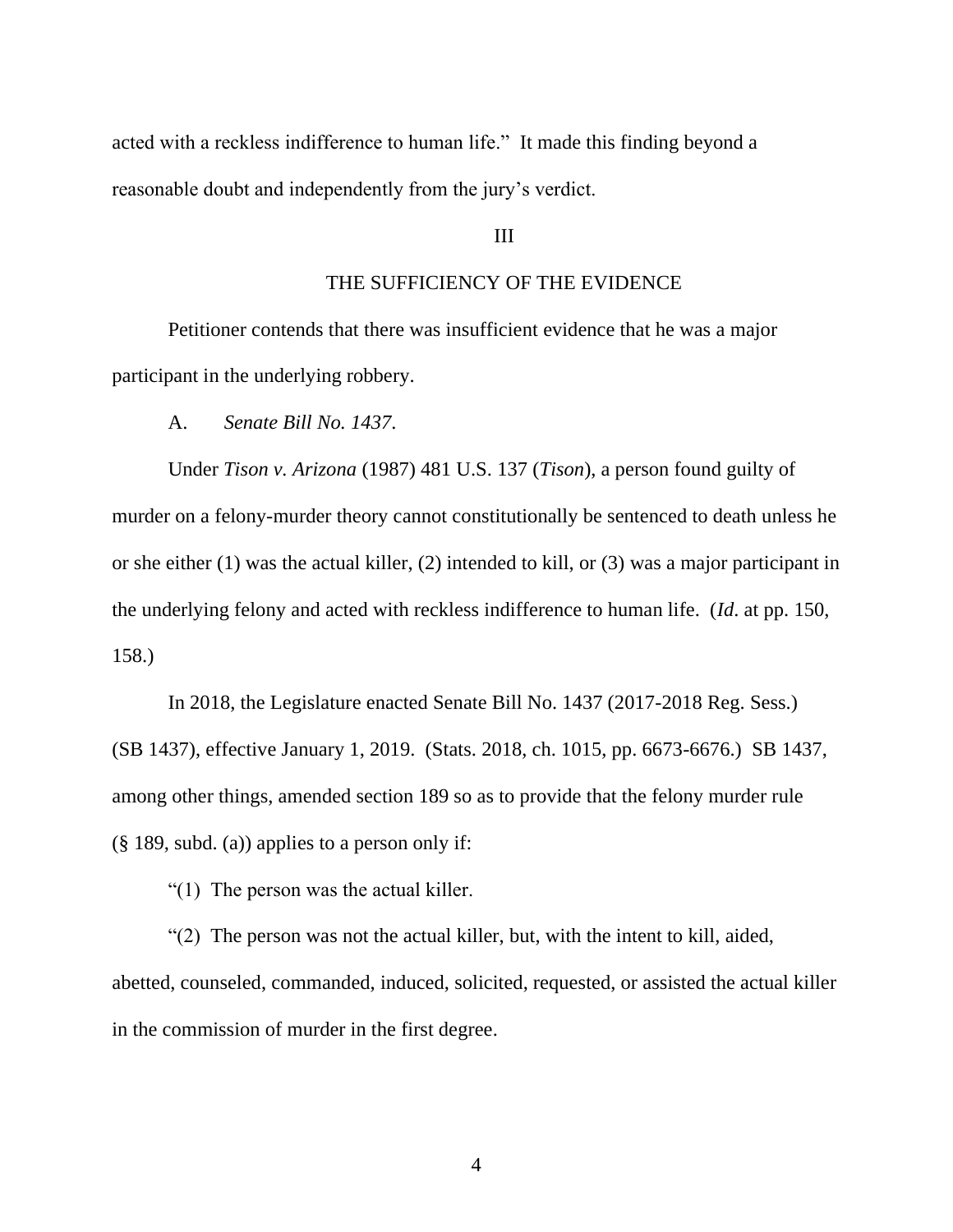acted with a reckless indifference to human life." It made this finding beyond a reasonable doubt and independently from the jury's verdict.

## III

## THE SUFFICIENCY OF THE EVIDENCE

Petitioner contends that there was insufficient evidence that he was a major participant in the underlying robbery.

### A. *Senate Bill No. 1437*.

Under *Tison v. Arizona* (1987) 481 U.S. 137 (*Tison*), a person found guilty of murder on a felony-murder theory cannot constitutionally be sentenced to death unless he or she either (1) was the actual killer, (2) intended to kill, or (3) was a major participant in the underlying felony and acted with reckless indifference to human life. (*Id*. at pp. 150, 158.)

In 2018, the Legislature enacted Senate Bill No. 1437 (2017-2018 Reg. Sess.) (SB 1437), effective January 1, 2019. (Stats. 2018, ch. 1015, pp. 6673-6676.) SB 1437, among other things, amended section 189 so as to provide that the felony murder rule (§ 189, subd. (a)) applies to a person only if:

"(1) The person was the actual killer.

"(2) The person was not the actual killer, but, with the intent to kill, aided, abetted, counseled, commanded, induced, solicited, requested, or assisted the actual killer in the commission of murder in the first degree.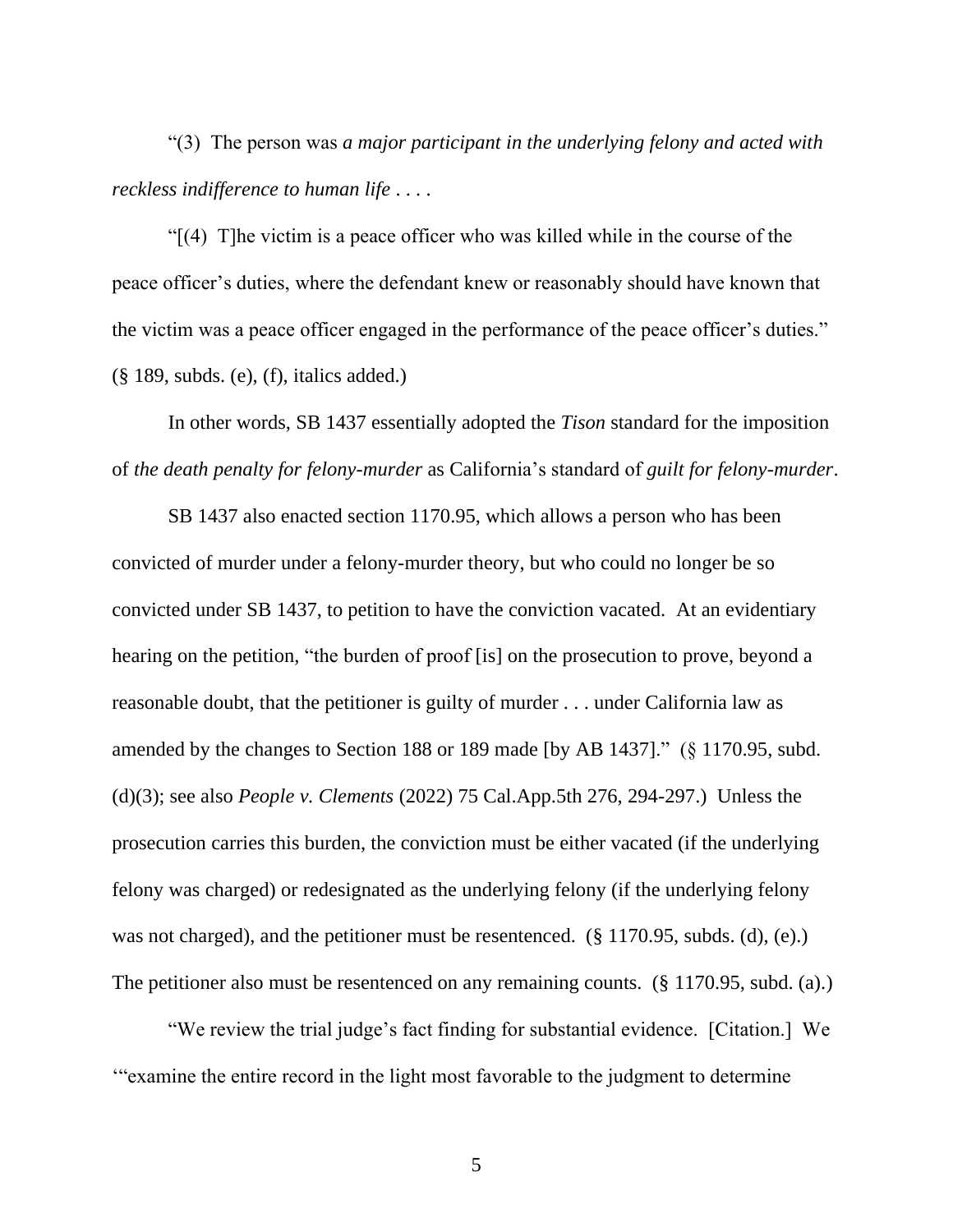"(3) The person was *a major participant in the underlying felony and acted with reckless indifference to human life* . . . .

"[(4) T]he victim is a peace officer who was killed while in the course of the peace officer's duties, where the defendant knew or reasonably should have known that the victim was a peace officer engaged in the performance of the peace officer's duties." (§ 189, subds. (e), (f), italics added.)

In other words, SB 1437 essentially adopted the *Tison* standard for the imposition of *the death penalty for felony-murder* as California's standard of *guilt for felony-murder*.

SB 1437 also enacted section 1170.95, which allows a person who has been convicted of murder under a felony-murder theory, but who could no longer be so convicted under SB 1437, to petition to have the conviction vacated. At an evidentiary hearing on the petition, "the burden of proof [is] on the prosecution to prove, beyond a reasonable doubt, that the petitioner is guilty of murder . . . under California law as amended by the changes to Section 188 or 189 made [by AB 1437]." (§ 1170.95, subd. (d)(3); see also *People v. Clements* (2022) 75 Cal.App.5th 276, 294-297.) Unless the prosecution carries this burden, the conviction must be either vacated (if the underlying felony was charged) or redesignated as the underlying felony (if the underlying felony was not charged), and the petitioner must be resentenced. (§ 1170.95, subds. (d), (e).) The petitioner also must be resentenced on any remaining counts. (§ 1170.95, subd. (a).)

"We review the trial judge's fact finding for substantial evidence. [Citation.] We '"examine the entire record in the light most favorable to the judgment to determine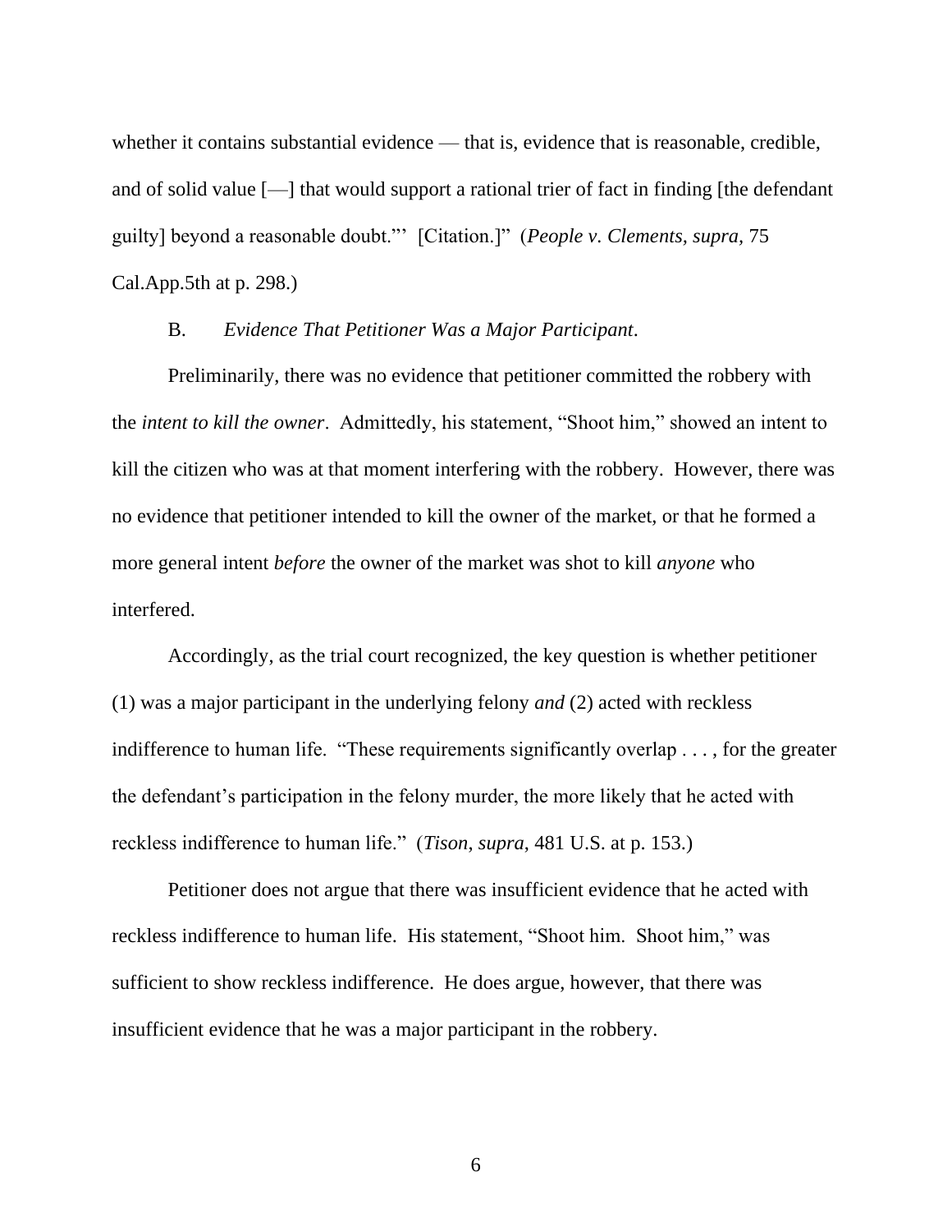whether it contains substantial evidence — that is, evidence that is reasonable, credible, and of solid value [—] that would support a rational trier of fact in finding [the defendant guilty] beyond a reasonable doubt."' [Citation.]" (*People v. Clements, supra,* 75 Cal.App.5th at p. 298.)

B. *Evidence That Petitioner Was a Major Participant*.

Preliminarily, there was no evidence that petitioner committed the robbery with the *intent to kill the owner*. Admittedly, his statement, "Shoot him," showed an intent to kill the citizen who was at that moment interfering with the robbery. However, there was no evidence that petitioner intended to kill the owner of the market, or that he formed a more general intent *before* the owner of the market was shot to kill *anyone* who interfered.

Accordingly, as the trial court recognized, the key question is whether petitioner (1) was a major participant in the underlying felony *and* (2) acted with reckless indifference to human life. "These requirements significantly overlap . . . , for the greater the defendant's participation in the felony murder, the more likely that he acted with reckless indifference to human life." (*Tison*, *supra*, 481 U.S. at p. 153.)

Petitioner does not argue that there was insufficient evidence that he acted with reckless indifference to human life. His statement, "Shoot him. Shoot him," was sufficient to show reckless indifference. He does argue, however, that there was insufficient evidence that he was a major participant in the robbery.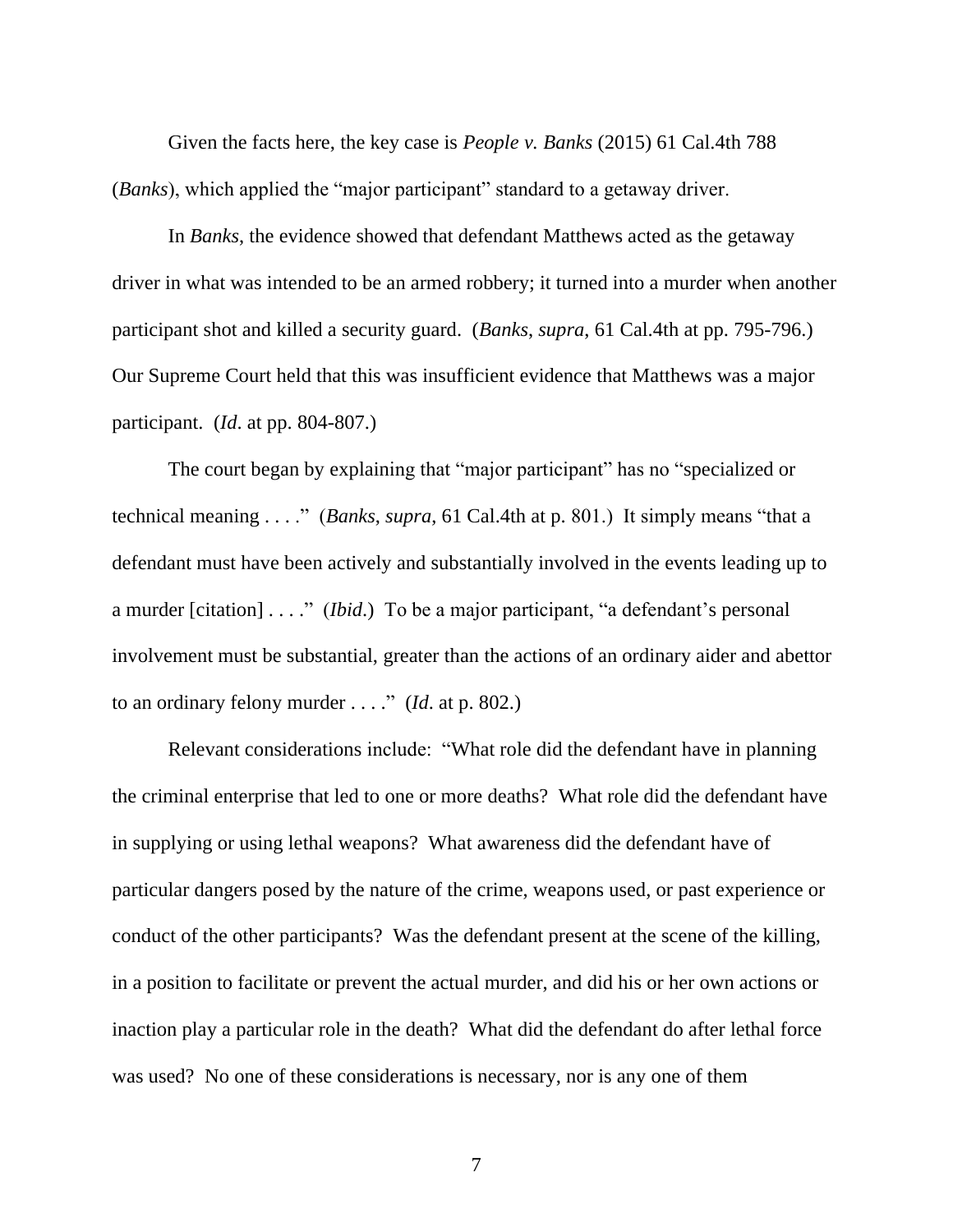Given the facts here, the key case is *People v. Banks* (2015) 61 Cal.4th 788 (*Banks*), which applied the "major participant" standard to a getaway driver.

In *Banks*, the evidence showed that defendant Matthews acted as the getaway driver in what was intended to be an armed robbery; it turned into a murder when another participant shot and killed a security guard. (*Banks*, *supra*, 61 Cal.4th at pp. 795-796.) Our Supreme Court held that this was insufficient evidence that Matthews was a major participant. (*Id*. at pp. 804-807.)

The court began by explaining that "major participant" has no "specialized or technical meaning . . . ." (*Banks*, *supra*, 61 Cal.4th at p. 801.) It simply means "that a defendant must have been actively and substantially involved in the events leading up to a murder [citation] . . . ." (*Ibid*.) To be a major participant, "a defendant's personal involvement must be substantial, greater than the actions of an ordinary aider and abettor to an ordinary felony murder . . . ." (*Id*. at p. 802.)

Relevant considerations include: "What role did the defendant have in planning the criminal enterprise that led to one or more deaths? What role did the defendant have in supplying or using lethal weapons? What awareness did the defendant have of particular dangers posed by the nature of the crime, weapons used, or past experience or conduct of the other participants? Was the defendant present at the scene of the killing, in a position to facilitate or prevent the actual murder, and did his or her own actions or inaction play a particular role in the death? What did the defendant do after lethal force was used? No one of these considerations is necessary, nor is any one of them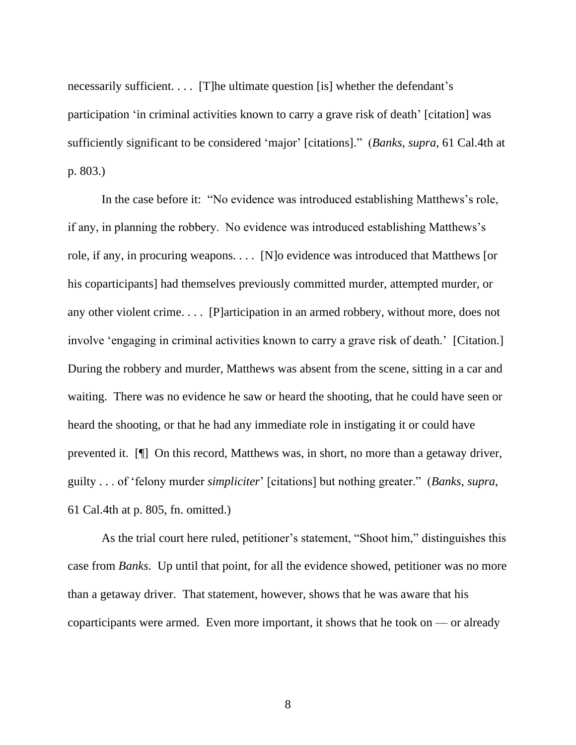necessarily sufficient. . . . [T]he ultimate question [is] whether the defendant's participation 'in criminal activities known to carry a grave risk of death' [citation] was sufficiently significant to be considered 'major' [citations]." (*Banks*, *supra*, 61 Cal.4th at p. 803.)

In the case before it: "No evidence was introduced establishing Matthews's role, if any, in planning the robbery. No evidence was introduced establishing Matthews's role, if any, in procuring weapons. . . . [N]o evidence was introduced that Matthews [or his coparticipants] had themselves previously committed murder, attempted murder, or any other violent crime. . . . [P]articipation in an armed robbery, without more, does not involve 'engaging in criminal activities known to carry a grave risk of death.' [Citation.] During the robbery and murder, Matthews was absent from the scene, sitting in a car and waiting. There was no evidence he saw or heard the shooting, that he could have seen or heard the shooting, or that he had any immediate role in instigating it or could have prevented it. [¶] On this record, Matthews was, in short, no more than a getaway driver, guilty . . . of 'felony murder *simpliciter*' [citations] but nothing greater." (*Banks*, *supra*, 61 Cal.4th at p. 805, fn. omitted.)

As the trial court here ruled, petitioner's statement, "Shoot him," distinguishes this case from *Banks*. Up until that point, for all the evidence showed, petitioner was no more than a getaway driver. That statement, however, shows that he was aware that his coparticipants were armed. Even more important, it shows that he took on — or already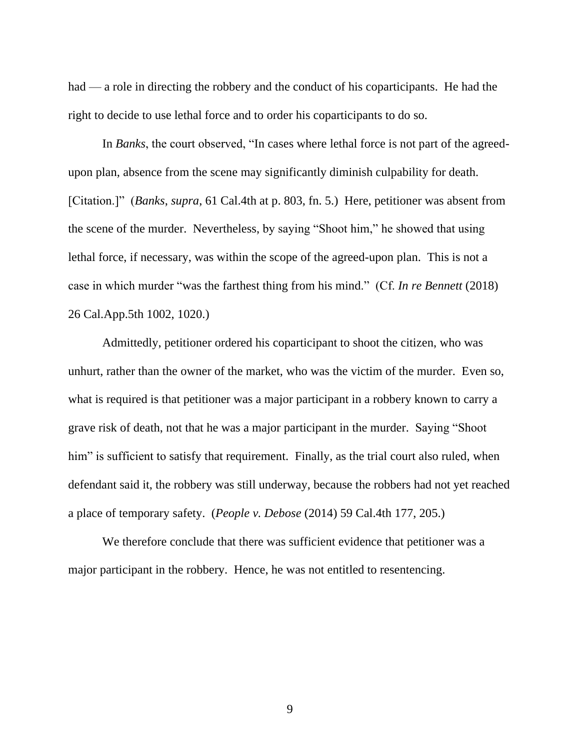had — a role in directing the robbery and the conduct of his coparticipants. He had the right to decide to use lethal force and to order his coparticipants to do so.

In *Banks*, the court observed, "In cases where lethal force is not part of the agreed-upon plan, absence from the scene may significantly diminish culpability for death. [Citation.]" (*Banks*, *supra*, 61 Cal.4th at p. 803, fn. 5.) Here, petitioner was absent from the scene of the murder. Nevertheless, by saying "Shoot him," he showed that using lethal force, if necessary, was within the scope of the agreed-upon plan. This is not a case in which murder "was the farthest thing from his mind." (Cf. *In re Bennett* (2018) 26 Cal.App.5th 1002, 1020.)

Admittedly, petitioner ordered his coparticipant to shoot the citizen, who was unhurt, rather than the owner of the market, who was the victim of the murder. Even so, what is required is that petitioner was a major participant in a robbery known to carry a grave risk of death, not that he was a major participant in the murder. Saying "Shoot him" is sufficient to satisfy that requirement. Finally, as the trial court also ruled, when defendant said it, the robbery was still underway, because the robbers had not yet reached a place of temporary safety. (*People v. Debose* (2014) 59 Cal.4th 177, 205.)

We therefore conclude that there was sufficient evidence that petitioner was a major participant in the robbery. Hence, he was not entitled to resentencing.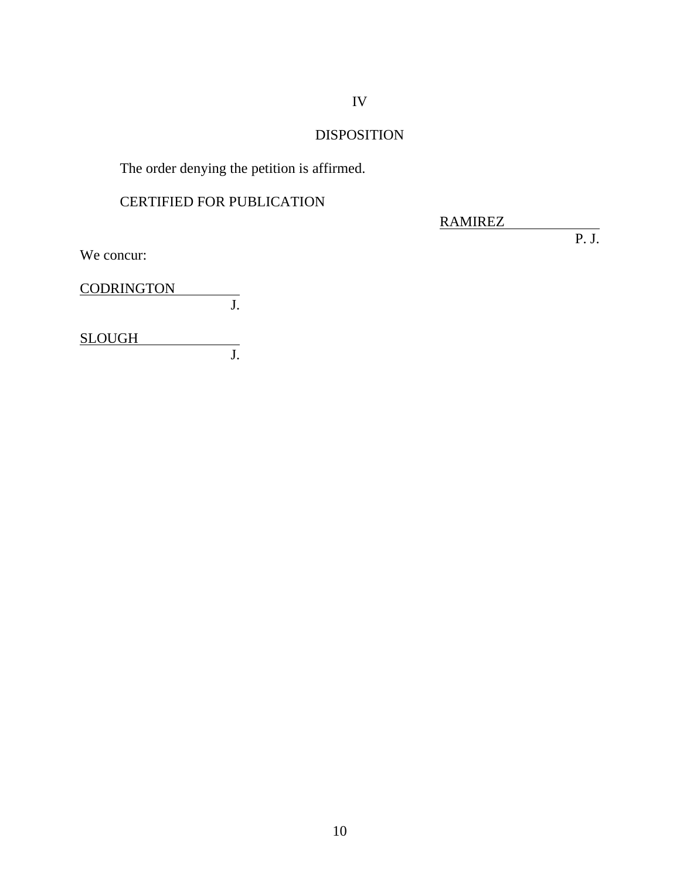## IV

## DISPOSITION

The order denying the petition is affirmed.

CERTIFIED FOR PUBLICATION

RAMIREZ
P. J.

We concur:

CODRINGTON
J.

SLOUGH
J.